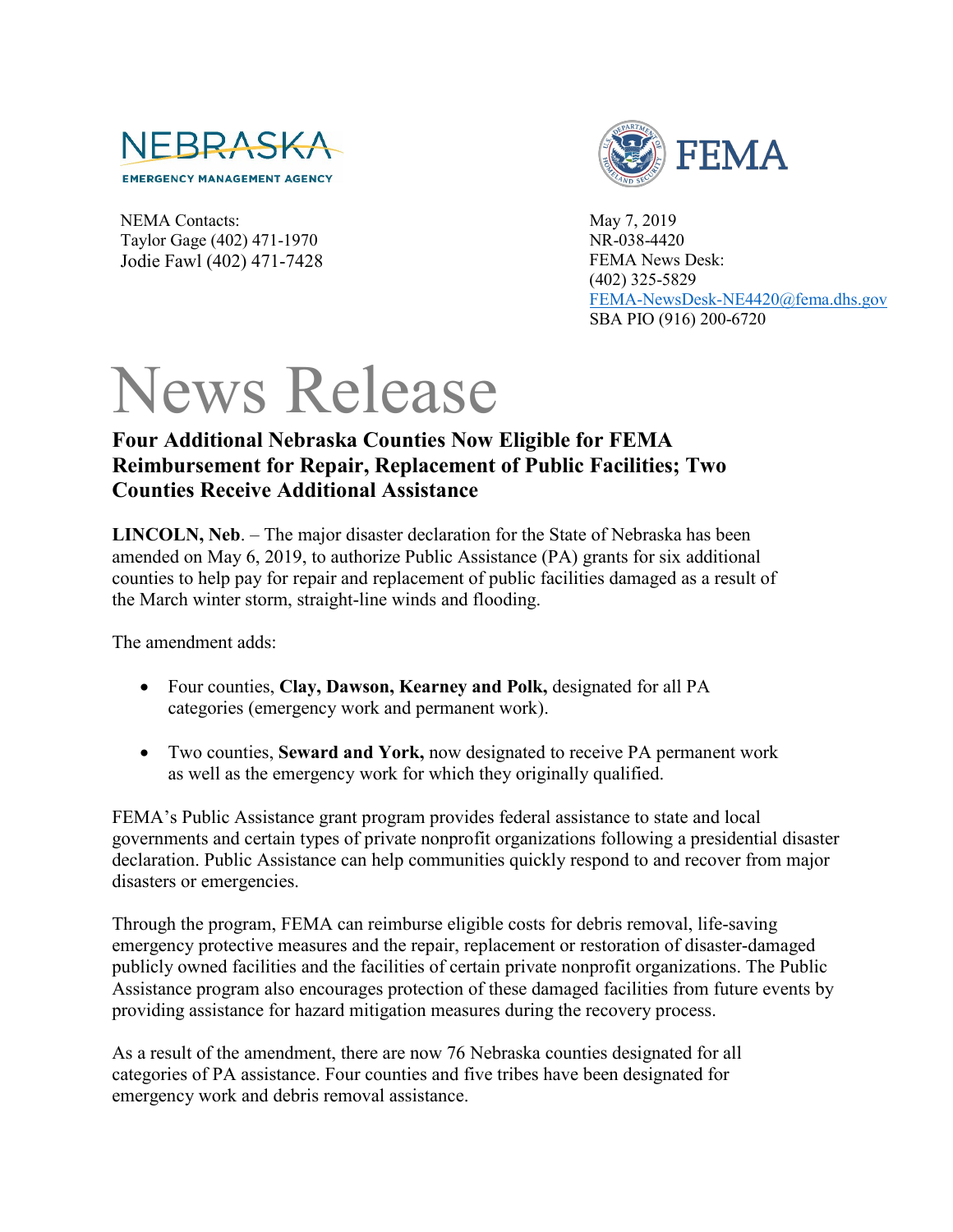NEBRASKA
EMERGENCY MANAGEMENT AGENCY

NEMA Contacts:
Taylor Gage (402) 471-1970
Jodie Fawl (402) 471-7428

FEMA

May 7, 2019
NR-038-4420
FEMA News Desk:
(402) 325-5829
FEMA-NewsDesk-NE4420@fema.dhs.gov
SBA PIO (916) 200-6720

# News Release

## Four Additional Nebraska Counties Now Eligible for FEMA Reimbursement for Repair, Replacement of Public Facilities; Two Counties Receive Additional Assistance

**LINCOLN, Neb**. – The major disaster declaration for the State of Nebraska has been amended on May 6, 2019, to authorize Public Assistance (PA) grants for six additional counties to help pay for repair and replacement of public facilities damaged as a result of the March winter storm, straight-line winds and flooding.

The amendment adds:

- Four counties, **Clay, Dawson, Kearney and Polk,** designated for all PA categories (emergency work and permanent work).
- Two counties, **Seward and York,** now designated to receive PA permanent work as well as the emergency work for which they originally qualified.

FEMA's Public Assistance grant program provides federal assistance to state and local governments and certain types of private nonprofit organizations following a presidential disaster declaration. Public Assistance can help communities quickly respond to and recover from major disasters or emergencies.

Through the program, FEMA can reimburse eligible costs for debris removal, life-saving emergency protective measures and the repair, replacement or restoration of disaster-damaged publicly owned facilities and the facilities of certain private nonprofit organizations. The Public Assistance program also encourages protection of these damaged facilities from future events by providing assistance for hazard mitigation measures during the recovery process.

As a result of the amendment, there are now 76 Nebraska counties designated for all categories of PA assistance. Four counties and five tribes have been designated for emergency work and debris removal assistance.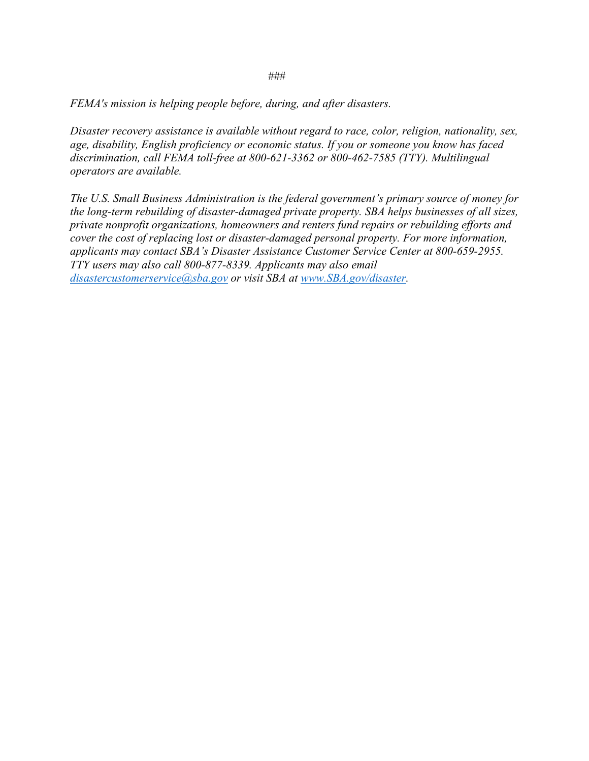###

*FEMA's mission is helping people before, during, and after disasters.*

*Disaster recovery assistance is available without regard to race, color, religion, nationality, sex, age, disability, English proficiency or economic status. If you or someone you know has faced discrimination, call FEMA toll-free at 800-621-3362 or 800-462-7585 (TTY). Multilingual operators are available.*

*The U.S. Small Business Administration is the federal government's primary source of money for the long-term rebuilding of disaster-damaged private property. SBA helps businesses of all sizes, private nonprofit organizations, homeowners and renters fund repairs or rebuilding efforts and cover the cost of replacing lost or disaster-damaged personal property. For more information, applicants may contact SBA's Disaster Assistance Customer Service Center at 800-659-2955. TTY users may also call 800-877-8339. Applicants may also email [disastercustomerservice@sba.gov](mailto:disastercustomerservice@sba.gov) or visit SBA at [www.SBA.gov/disaster](http://www.SBA.gov/disaster).*